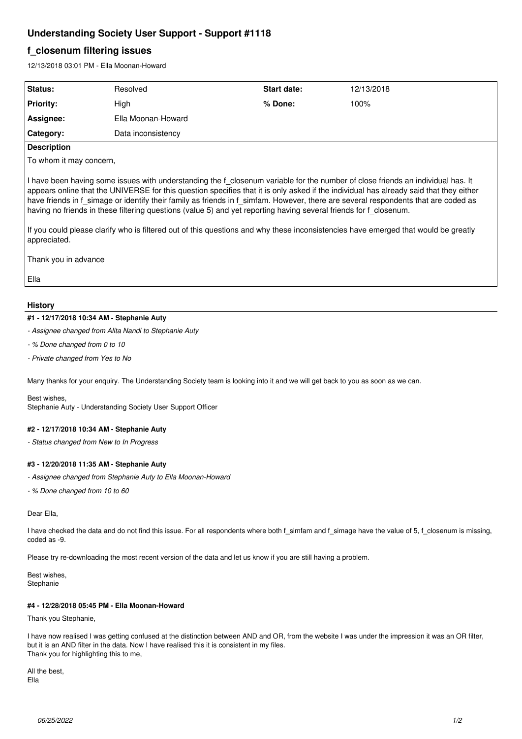# Understanding Society User Support - Support #1118

## f_closenum filtering issues

12/13/2018 03:01 PM - Ella Moonan-Howard

| Status: | Resolved | Start date: | 12/13/2018 |
|---|---|---|---|
| Priority: | High | % Done: | 100% |
| Assignee: | Ella Moonan-Howard | | |
| Category: | Data inconsistency | | |

**Description**

To whom it may concern,

I have been having some issues with understanding the f_closenum variable for the number of close friends an individual has. It appears online that the UNIVERSE for this question specifies that it is only asked if the individual has already said that they either have friends in f_simage or identify their family as friends in f_simfam. However, there are several respondents that are coded as having no friends in these filtering questions (value 5) and yet reporting having several friends for f_closenum.

If you could please clarify who is filtered out of this questions and why these inconsistencies have emerged that would be greatly appreciated.

Thank you in advance

Ella

### History

#### #1 - 12/17/2018 10:34 AM - Stephanie Auty

*- Assignee changed from Alita Nandi to Stephanie Auty*

*- % Done changed from 0 to 10*

*- Private changed from Yes to No*

Many thanks for your enquiry. The Understanding Society team is looking into it and we will get back to you as soon as we can.

Best wishes,
Stephanie Auty - Understanding Society User Support Officer

#### #2 - 12/17/2018 10:34 AM - Stephanie Auty

*- Status changed from New to In Progress*

#### #3 - 12/20/2018 11:35 AM - Stephanie Auty

*- Assignee changed from Stephanie Auty to Ella Moonan-Howard*

*- % Done changed from 10 to 60*

Dear Ella,

I have checked the data and do not find this issue. For all respondents where both f_simfam and f_simage have the value of 5, f_closenum is missing, coded as -9.

Please try re-downloading the most recent version of the data and let us know if you are still having a problem.

Best wishes,
Stephanie

#### #4 - 12/28/2018 05:45 PM - Ella Moonan-Howard

Thank you Stephanie,

I have now realised I was getting confused at the distinction between AND and OR, from the website I was under the impression it was an OR filter, but it is an AND filter in the data. Now I have realised this it is consistent in my files.
Thank you for highlighting this to me,

All the best,
Ella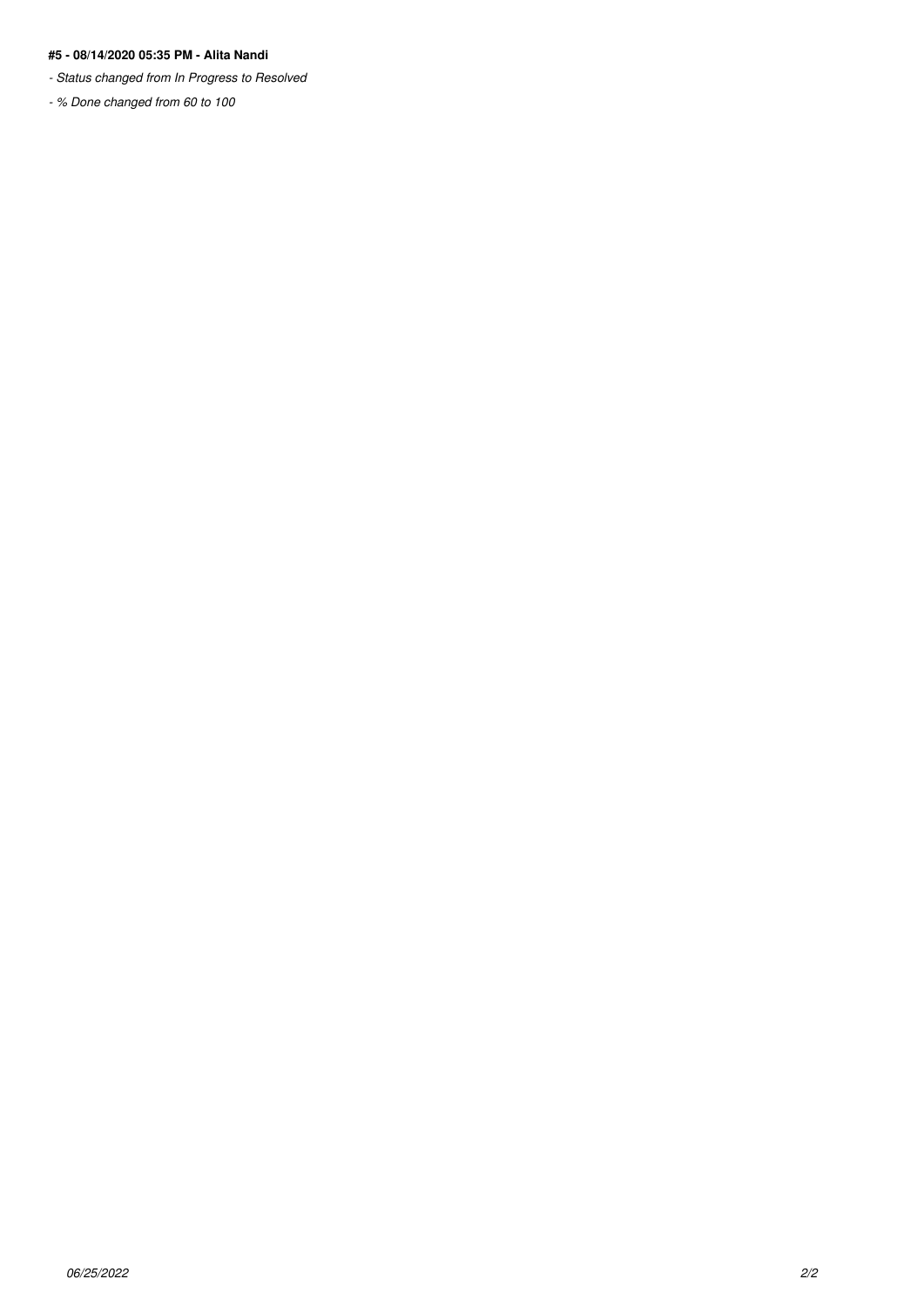**#5 - 08/14/2020 05:35 PM - Alita Nandi**

*- Status changed from In Progress to Resolved*

*- % Done changed from 60 to 100*